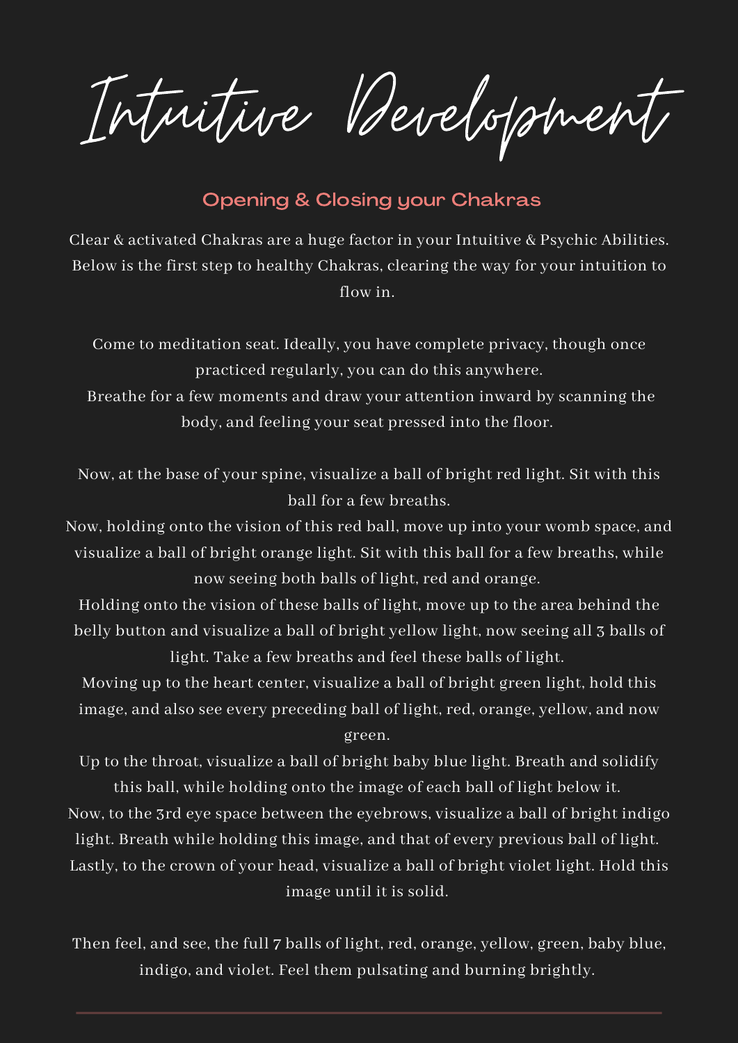# Intuitive Development

## Opening & Closing your Chakras

Clear & activated Chakras are a huge factor in your Intuitive & Psychic Abilities. Below is the first step to healthy Chakras, clearing the way for your intuition to flow in.

Come to meditation seat. Ideally, you have complete privacy, though once practiced regularly, you can do this anywhere.
Breathe for a few moments and draw your attention inward by scanning the body, and feeling your seat pressed into the floor.

Now, at the base of your spine, visualize a ball of bright red light. Sit with this ball for a few breaths.
Now, holding onto the vision of this red ball, move up into your womb space, and visualize a ball of bright orange light. Sit with this ball for a few breaths, while now seeing both balls of light, red and orange.
Holding onto the vision of these balls of light, move up to the area behind the belly button and visualize a ball of bright yellow light, now seeing all 3 balls of light. Take a few breaths and feel these balls of light.
Moving up to the heart center, visualize a ball of bright green light, hold this image, and also see every preceding ball of light, red, orange, yellow, and now green.
Up to the throat, visualize a ball of bright baby blue light. Breath and solidify this ball, while holding onto the image of each ball of light below it.
Now, to the 3rd eye space between the eyebrows, visualize a ball of bright indigo light. Breath while holding this image, and that of every previous ball of light.
Lastly, to the crown of your head, visualize a ball of bright violet light. Hold this image until it is solid.

Then feel, and see, the full 7 balls of light, red, orange, yellow, green, baby blue, indigo, and violet. Feel them pulsating and burning brightly.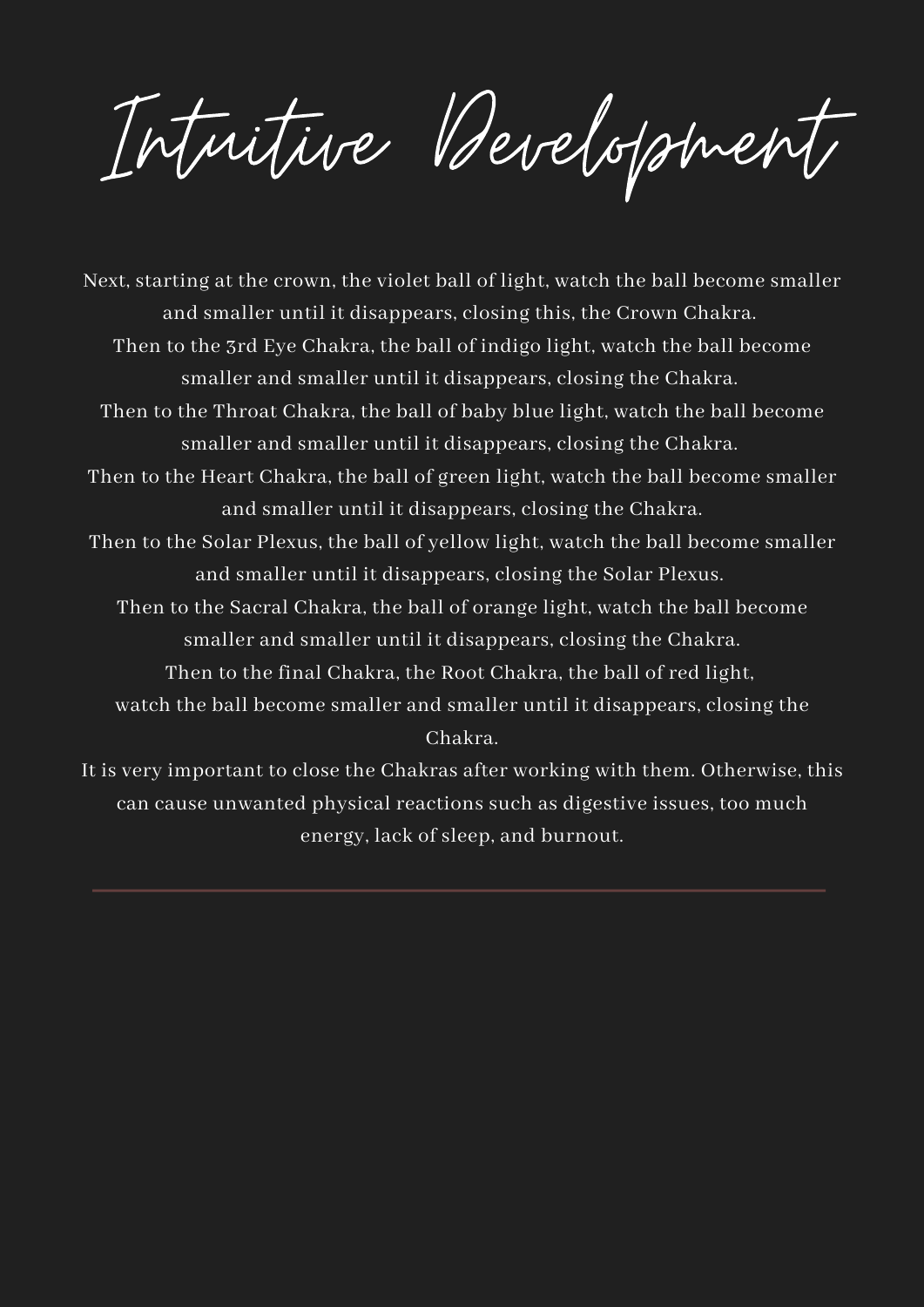# Intuitive Development

Next, starting at the crown, the violet ball of light, watch the ball become smaller and smaller until it disappears, closing this, the Crown Chakra.
Then to the 3rd Eye Chakra, the ball of indigo light, watch the ball become smaller and smaller until it disappears, closing the Chakra.
Then to the Throat Chakra, the ball of baby blue light, watch the ball become smaller and smaller until it disappears, closing the Chakra.
Then to the Heart Chakra, the ball of green light, watch the ball become smaller and smaller until it disappears, closing the Chakra.
Then to the Solar Plexus, the ball of yellow light, watch the ball become smaller and smaller until it disappears, closing the Solar Plexus.
Then to the Sacral Chakra, the ball of orange light, watch the ball become smaller and smaller until it disappears, closing the Chakra.
Then to the final Chakra, the Root Chakra, the ball of red light, watch the ball become smaller and smaller until it disappears, closing the Chakra.
It is very important to close the Chakras after working with them. Otherwise, this can cause unwanted physical reactions such as digestive issues, too much energy, lack of sleep, and burnout.

---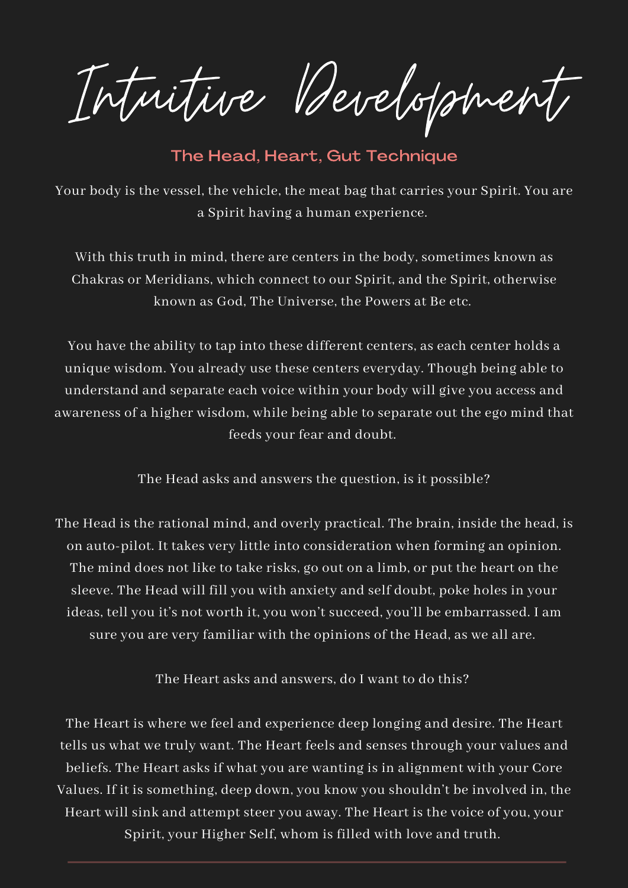# Intuitive Development

## The Head, Heart, Gut Technique

Your body is the vessel, the vehicle, the meat bag that carries your Spirit. You are a Spirit having a human experience.

With this truth in mind, there are centers in the body, sometimes known as Chakras or Meridians, which connect to our Spirit, and the Spirit, otherwise known as God, The Universe, the Powers at Be etc.

You have the ability to tap into these different centers, as each center holds a unique wisdom. You already use these centers everyday. Though being able to understand and separate each voice within your body will give you access and awareness of a higher wisdom, while being able to separate out the ego mind that feeds your fear and doubt.

The Head asks and answers the question, is it possible?

The Head is the rational mind, and overly practical. The brain, inside the head, is on auto-pilot. It takes very little into consideration when forming an opinion. The mind does not like to take risks, go out on a limb, or put the heart on the sleeve. The Head will fill you with anxiety and self doubt, poke holes in your ideas, tell you it's not worth it, you won't succeed, you'll be embarrassed. I am sure you are very familiar with the opinions of the Head, as we all are.

The Heart asks and answers, do I want to do this?

The Heart is where we feel and experience deep longing and desire. The Heart tells us what we truly want. The Heart feels and senses through your values and beliefs. The Heart asks if what you are wanting is in alignment with your Core Values. If it is something, deep down, you know you shouldn't be involved in, the Heart will sink and attempt steer you away. The Heart is the voice of you, your Spirit, your Higher Self, whom is filled with love and truth.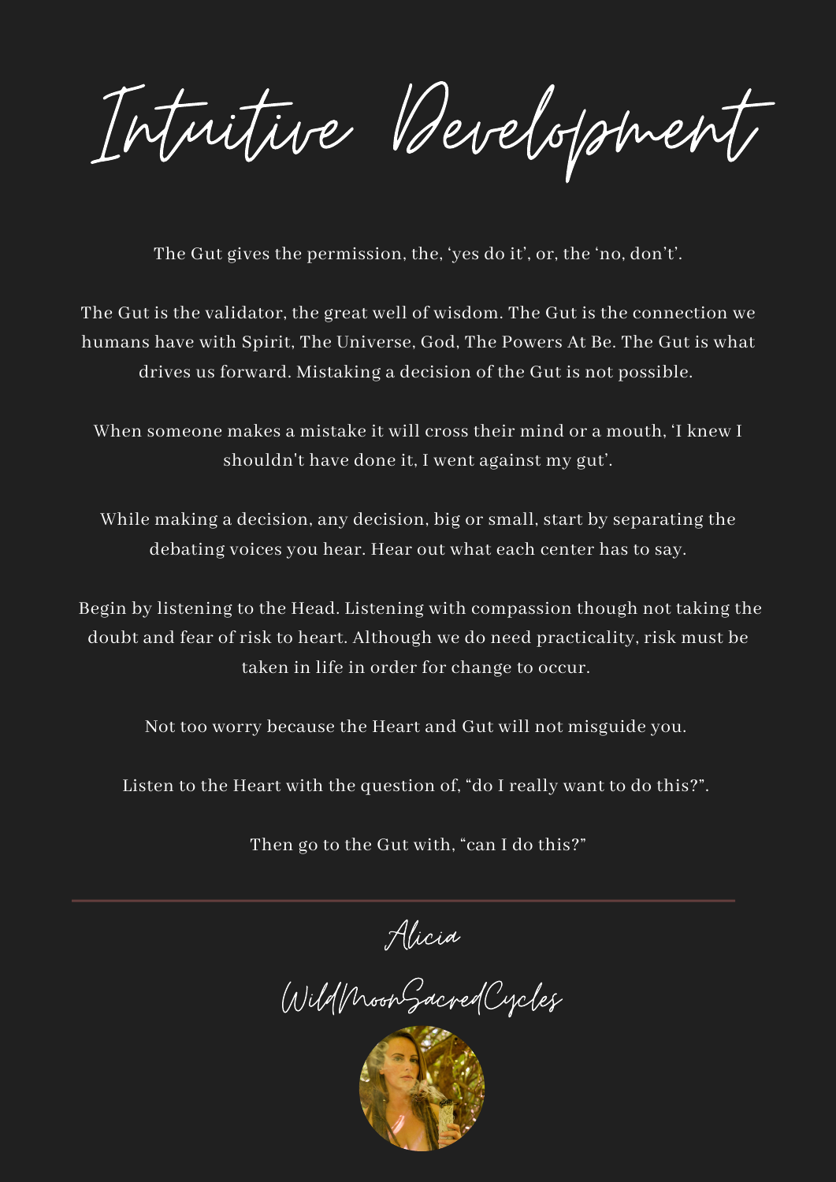# Intuitive Development

The Gut gives the permission, the, 'yes do it', or, the 'no, don't'.

The Gut is the validator, the great well of wisdom. The Gut is the connection we humans have with Spirit, The Universe, God, The Powers At Be. The Gut is what drives us forward. Mistaking a decision of the Gut is not possible.

When someone makes a mistake it will cross their mind or a mouth, 'I knew I shouldn't have done it, I went against my gut'.

While making a decision, any decision, big or small, start by separating the debating voices you hear. Hear out what each center has to say.

Begin by listening to the Head. Listening with compassion though not taking the doubt and fear of risk to heart. Although we do need practicality, risk must be taken in life in order for change to occur.

Not too worry because the Heart and Gut will not misguide you.

Listen to the Heart with the question of, "do I really want to do this?".

Then go to the Gut with, "can I do this?"

---

Alicia

WildMoonSacredCycles